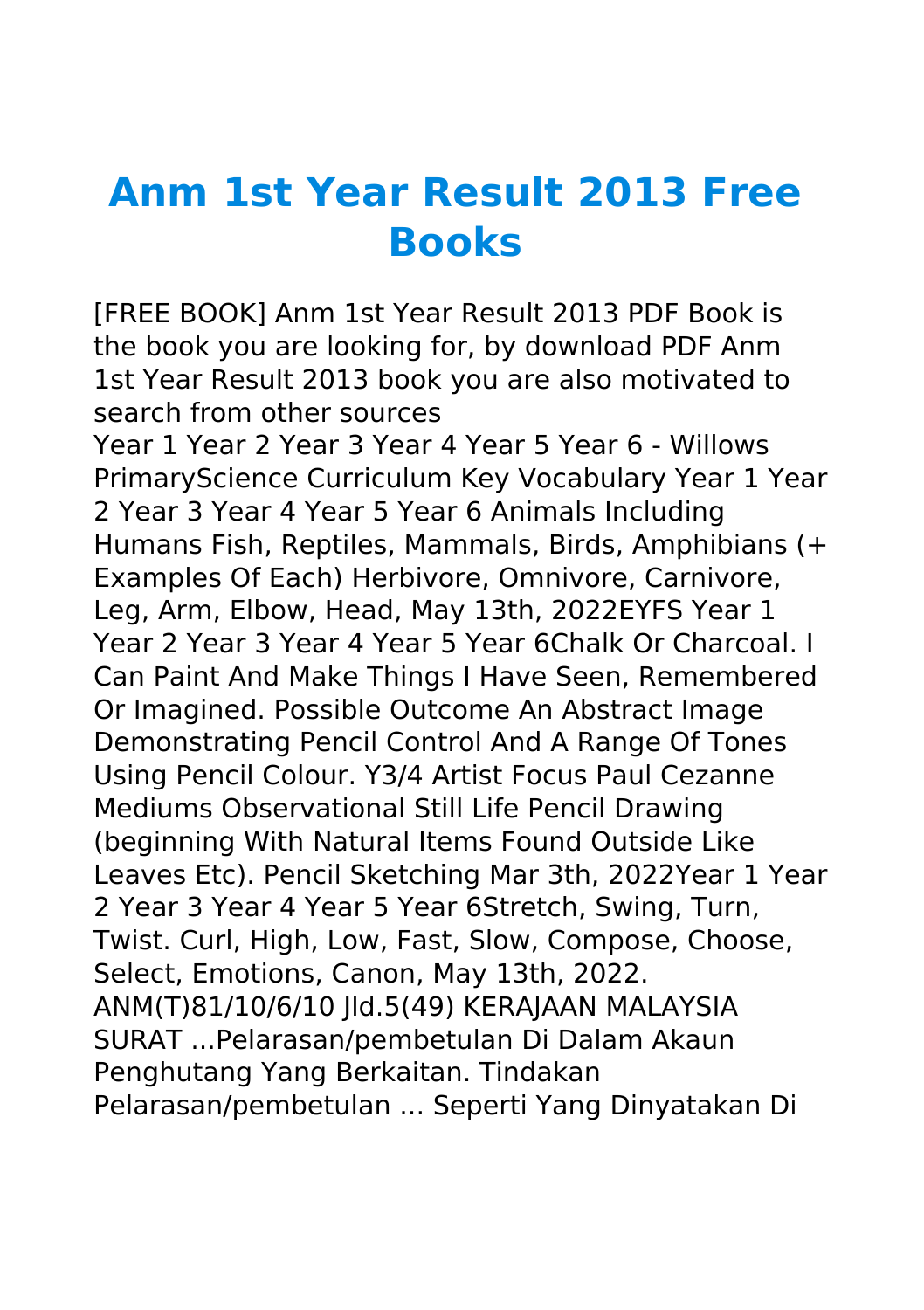# Anm 1st Year Result 2013 Free Books

[FREE BOOK] Anm 1st Year Result 2013 PDF Book is the book you are looking for, by download PDF Anm 1st Year Result 2013 book you are also motivated to search from other sources

Year 1 Year 2 Year 3 Year 4 Year 5 Year 6 - Willows PrimaryScience Curriculum Key Vocabulary Year 1 Year 2 Year 3 Year 4 Year 5 Year 6 Animals Including Humans Fish, Reptiles, Mammals, Birds, Amphibians (+ Examples Of Each) Herbivore, Omnivore, Carnivore, Leg, Arm, Elbow, Head, May 13th, 2022EYFS Year 1 Year 2 Year 3 Year 4 Year 5 Year 6Chalk Or Charcoal. I Can Paint And Make Things I Have Seen, Remembered Or Imagined. Possible Outcome An Abstract Image Demonstrating Pencil Control And A Range Of Tones Using Pencil Colour. Y3/4 Artist Focus Paul Cezanne Mediums Observational Still Life Pencil Drawing (beginning With Natural Items Found Outside Like Leaves Etc). Pencil Sketching Mar 3th, 2022Year 1 Year 2 Year 3 Year 4 Year 5 Year 6Stretch, Swing, Turn, Twist. Curl, High, Low, Fast, Slow, Compose, Choose, Select, Emotions, Canon, May 13th, 2022.

ANM(T)81/10/6/10 Jld.5(49) KERAJAAN MALAYSIA SURAT ...Pelarasan/pembetulan Di Dalam Akaun Penghutang Yang Berkaitan. Tindakan Pelarasan/pembetulan ... Seperti Yang Dinyatakan Di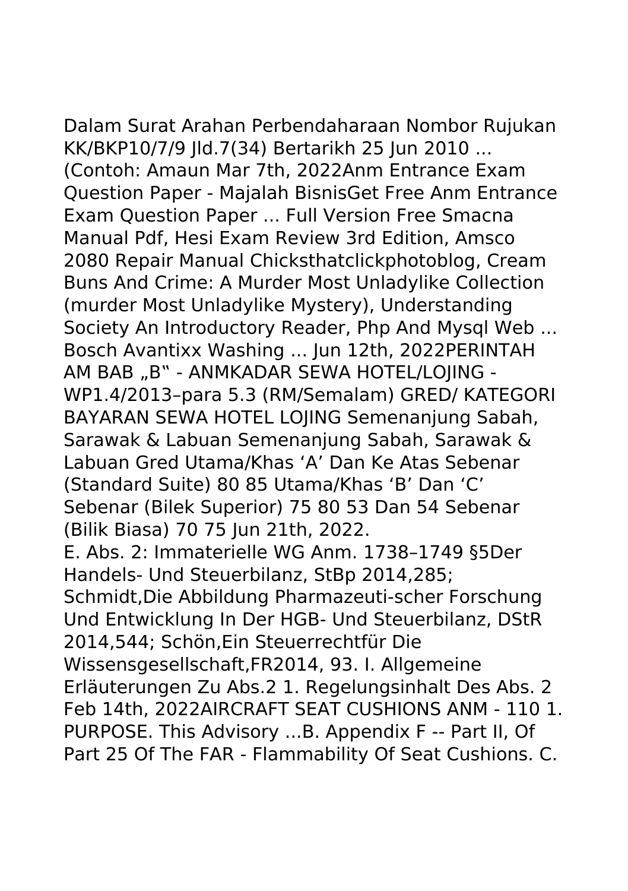Dalam Surat Arahan Perbendaharaan Nombor Rujukan KK/BKP10/7/9 Jld.7(34) Bertarikh 25 Jun 2010 ... (Contoh: Amaun Mar 7th, 2022Anm Entrance Exam Question Paper - Majalah BisnisGet Free Anm Entrance Exam Question Paper ... Full Version Free Smacna Manual Pdf, Hesi Exam Review 3rd Edition, Amsco 2080 Repair Manual Chicksthatclickphotoblog, Cream Buns And Crime: A Murder Most Unladylike Collection (murder Most Unladylike Mystery), Understanding Society An Introductory Reader, Php And Mysql Web ... Bosch Avantixx Washing ... Jun 12th, 2022PERINTAH AM BAB „B" - ANMKADAR SEWA HOTEL/LOJING - WP1.4/2013–para 5.3 (RM/Semalam) GRED/ KATEGORI BAYARAN SEWA HOTEL LOJING Semenanjung Sabah, Sarawak & Labuan Semenanjung Sabah, Sarawak & Labuan Gred Utama/Khas 'A' Dan Ke Atas Sebenar (Standard Suite) 80 85 Utama/Khas 'B' Dan 'C' Sebenar (Bilek Superior) 75 80 53 Dan 54 Sebenar (Bilik Biasa) 70 75 Jun 21th, 2022.

E. Abs. 2: Immaterielle WG Anm. 1738–1749 §5Der Handels- Und Steuerbilanz, StBp 2014,285; Schmidt,Die Abbildung Pharmazeuti-scher Forschung Und Entwicklung In Der HGB- Und Steuerbilanz, DStR 2014,544; Schön,Ein Steuerrechtfür Die Wissensgesellschaft,FR2014, 93. I. Allgemeine Erläuterungen Zu Abs.2 1. Regelungsinhalt Des Abs. 2 Feb 14th, 2022AIRCRAFT SEAT CUSHIONS ANM - 110 1. PURPOSE. This Advisory ...B. Appendix F -- Part II, Of Part 25 Of The FAR - Flammability Of Seat Cushions. C.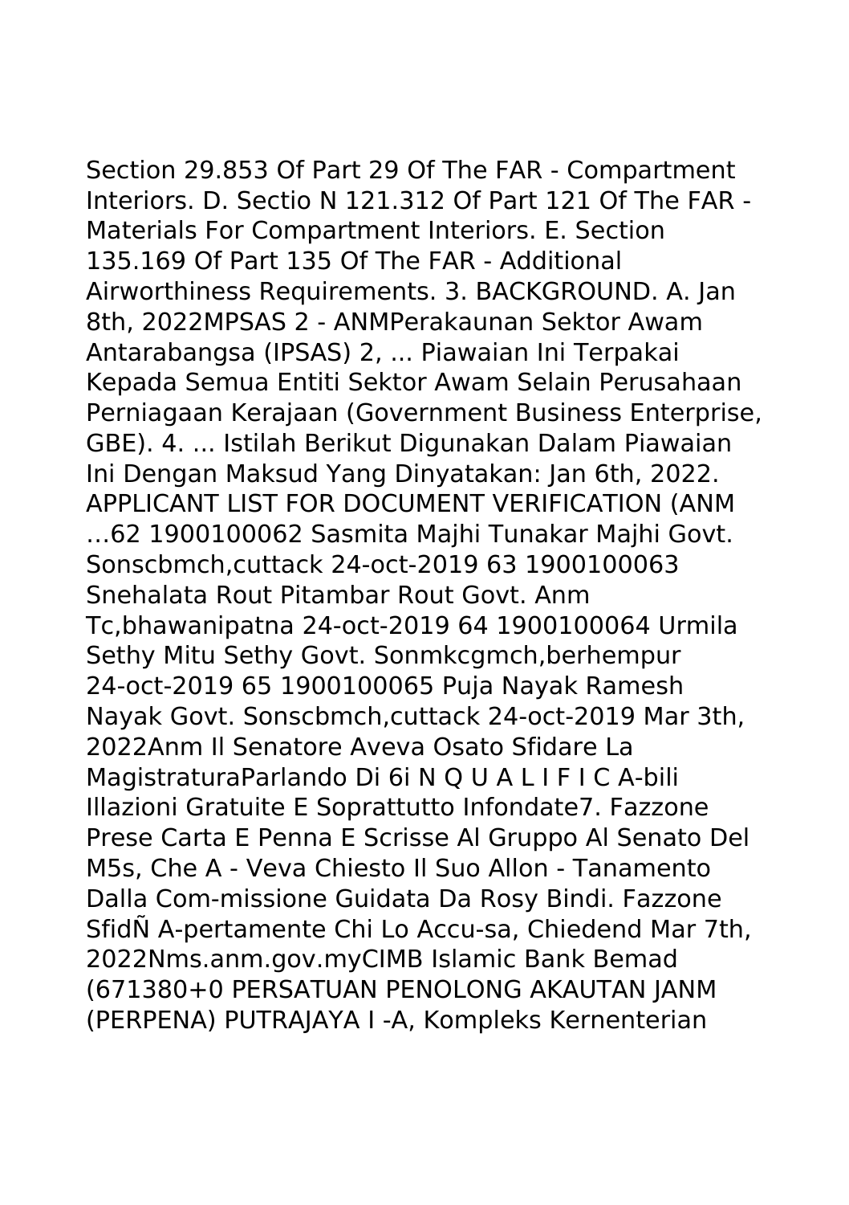Section 29.853 Of Part 29 Of The FAR - Compartment Interiors. D. Sectio N 121.312 Of Part 121 Of The FAR - Materials For Compartment Interiors. E. Section 135.169 Of Part 135 Of The FAR - Additional Airworthiness Requirements. 3. BACKGROUND. A. Jan 8th, 2022MPSAS 2 - ANMPerakaunan Sektor Awam Antarabangsa (IPSAS) 2, ... Piawaian Ini Terpakai Kepada Semua Entiti Sektor Awam Selain Perusahaan Perniagaan Kerajaan (Government Business Enterprise, GBE). 4. ... Istilah Berikut Digunakan Dalam Piawaian Ini Dengan Maksud Yang Dinyatakan: Jan 6th, 2022. APPLICANT LIST FOR DOCUMENT VERIFICATION (ANM …62 1900100062 Sasmita Majhi Tunakar Majhi Govt. Sonscbmch,cuttack 24-oct-2019 63 1900100063 Snehalata Rout Pitambar Rout Govt. Anm Tc,bhawanipatna 24-oct-2019 64 1900100064 Urmila Sethy Mitu Sethy Govt. Sonmkcgmch,berhempur 24-oct-2019 65 1900100065 Puja Nayak Ramesh Nayak Govt. Sonscbmch,cuttack 24-oct-2019 Mar 3th, 2022Anm Il Senatore Aveva Osato Sfidare La MagistraturaParlando Di 6i N Q U A L I F I C A-bili Illazioni Gratuite E Soprattutto Infondate7. Fazzone Prese Carta E Penna E Scrisse Al Gruppo Al Senato Del M5s, Che A - Veva Chiesto Il Suo Allon - Tanamento Dalla Com-missione Guidata Da Rosy Bindi. Fazzone SfidÑ A-pertamente Chi Lo Accu-sa, Chiedend Mar 7th, 2022Nms.anm.gov.myCIMB Islamic Bank Bemad (671380+0 PERSATUAN PENOLONG AKAUTAN JANM (PERPENA) PUTRAJAYA I -A, Kompleks Kernenterian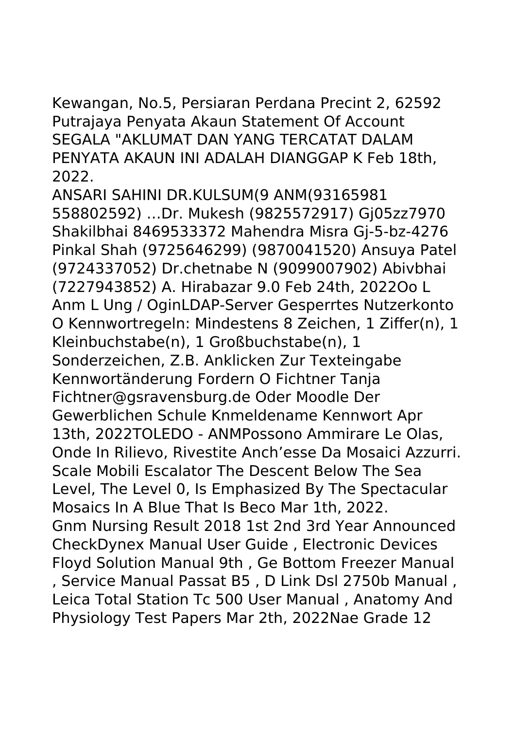Kewangan, No.5, Persiaran Perdana Precint 2, 62592 Putrajaya Penyata Akaun Statement Of Account SEGALA "AKLUMAT DAN YANG TERCATAT DALAM PENYATA AKAUN INI ADALAH DIANGGAP K Feb 18th, 2022.

ANSARI SAHINI DR.KULSUM(9 ANM(93165981 558802592) …Dr. Mukesh (9825572917) Gj05zz7970 Shakilbhai 8469533372 Mahendra Misra Gj-5-bz-4276 Pinkal Shah (9725646299) (9870041520) Ansuya Patel (9724337052) Dr.chetnabe N (9099007902) Abivbhai (7227943852) A. Hirabazar 9.0 Feb 24th, 2022Oo L Anm L Ung / OginLDAP-Server Gesperrtes Nutzerkonto O Kennwortregeln: Mindestens 8 Zeichen, 1 Ziffer(n), 1 Kleinbuchstabe(n), 1 Großbuchstabe(n), 1 Sonderzeichen, Z.B. Anklicken Zur Texteingabe Kennwortänderung Fordern O Fichtner Tanja Fichtner@gsravensburg.de Oder Moodle Der Gewerblichen Schule Knmeldename Kennwort Apr 13th, 2022TOLEDO - ANMPossono Ammirare Le Olas, Onde In Rilievo, Rivestite Anch'esse Da Mosaici Azzurri. Scale Mobili Escalator The Descent Below The Sea Level, The Level 0, Is Emphasized By The Spectacular Mosaics In A Blue That Is Beco Mar 1th, 2022.

Gnm Nursing Result 2018 1st 2nd 3rd Year Announced CheckDynex Manual User Guide , Electronic Devices Floyd Solution Manual 9th , Ge Bottom Freezer Manual , Service Manual Passat B5 , D Link Dsl 2750b Manual , Leica Total Station Tc 500 User Manual , Anatomy And Physiology Test Papers Mar 2th, 2022Nae Grade 12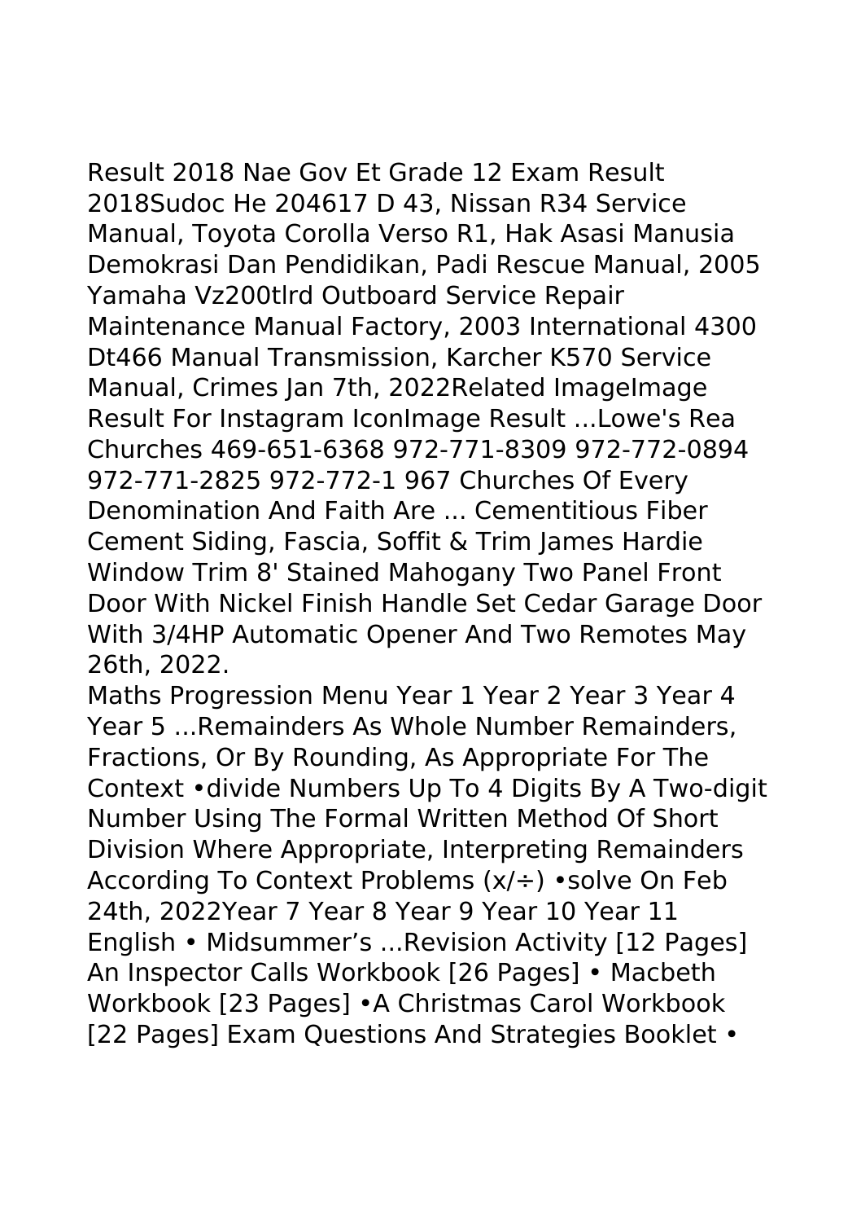Result 2018 Nae Gov Et Grade 12 Exam Result 2018Sudoc He 204617 D 43, Nissan R34 Service Manual, Toyota Corolla Verso R1, Hak Asasi Manusia Demokrasi Dan Pendidikan, Padi Rescue Manual, 2005 Yamaha Vz200tlrd Outboard Service Repair Maintenance Manual Factory, 2003 International 4300 Dt466 Manual Transmission, Karcher K570 Service Manual, Crimes Jan 7th, 2022Related ImageImage Result For Instagram IconImage Result ...Lowe's Rea Churches 469-651-6368 972-771-8309 972-772-0894 972-771-2825 972-772-1 967 Churches Of Every Denomination And Faith Are ... Cementitious Fiber Cement Siding, Fascia, Soffit & Trim James Hardie Window Trim 8' Stained Mahogany Two Panel Front Door With Nickel Finish Handle Set Cedar Garage Door With 3/4HP Automatic Opener And Two Remotes May 26th, 2022.

Maths Progression Menu Year 1 Year 2 Year 3 Year 4 Year 5 ...Remainders As Whole Number Remainders, Fractions, Or By Rounding, As Appropriate For The Context •divide Numbers Up To 4 Digits By A Two-digit Number Using The Formal Written Method Of Short Division Where Appropriate, Interpreting Remainders According To Context Problems (x/÷) •solve On Feb 24th, 2022Year 7 Year 8 Year 9 Year 10 Year 11 English • Midsummer's ...Revision Activity [12 Pages] An Inspector Calls Workbook [26 Pages] • Macbeth Workbook [23 Pages] •A Christmas Carol Workbook [22 Pages] Exam Questions And Strategies Booklet •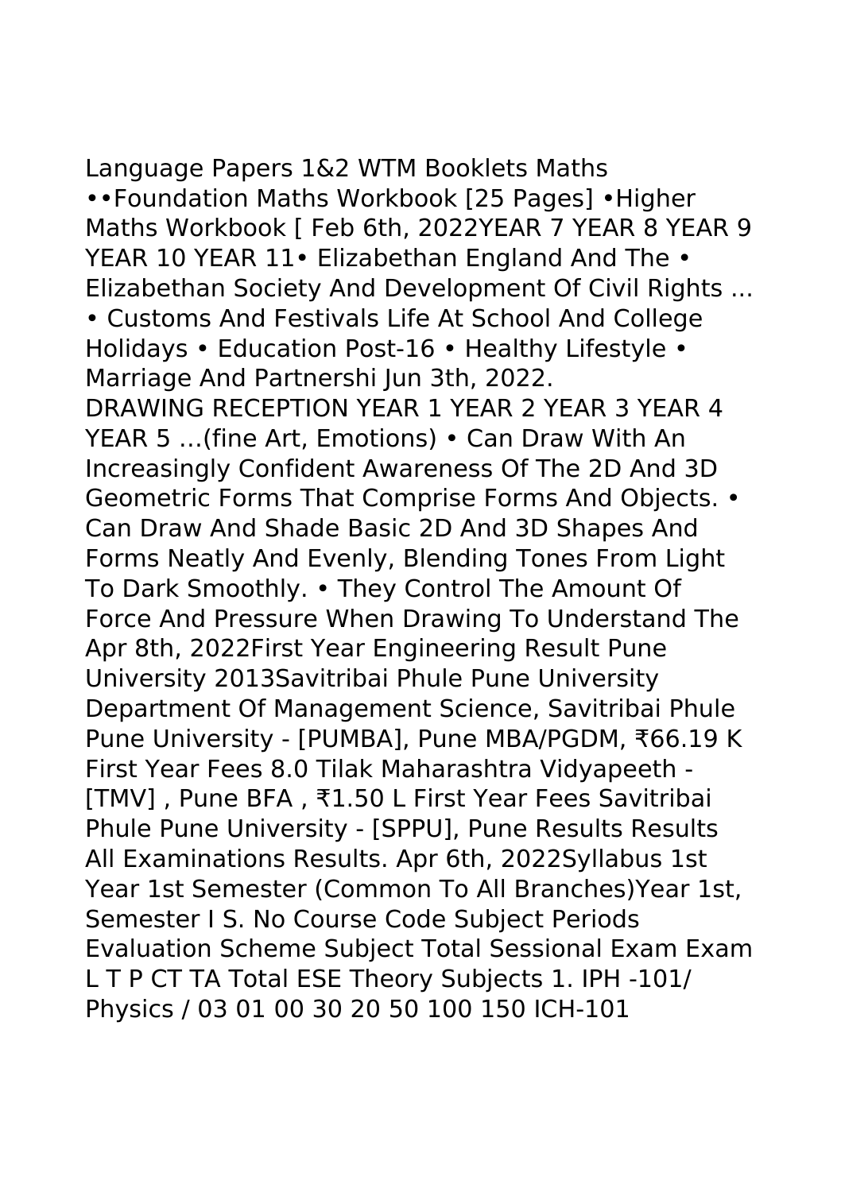Language Papers 1&2 WTM Booklets Maths ••Foundation Maths Workbook [25 Pages] •Higher Maths Workbook [ Feb 6th, 2022YEAR 7 YEAR 8 YEAR 9 YEAR 10 YEAR 11• Elizabethan England And The • Elizabethan Society And Development Of Civil Rights ... • Customs And Festivals Life At School And College Holidays • Education Post-16 • Healthy Lifestyle • Marriage And Partnershi Jun 3th, 2022.
DRAWING RECEPTION YEAR 1 YEAR 2 YEAR 3 YEAR 4 YEAR 5 …(fine Art, Emotions) • Can Draw With An Increasingly Confident Awareness Of The 2D And 3D Geometric Forms That Comprise Forms And Objects. • Can Draw And Shade Basic 2D And 3D Shapes And Forms Neatly And Evenly, Blending Tones From Light To Dark Smoothly. • They Control The Amount Of Force And Pressure When Drawing To Understand The Apr 8th, 2022First Year Engineering Result Pune University 2013Savitribai Phule Pune University Department Of Management Science, Savitribai Phule Pune University - [PUMBA], Pune MBA/PGDM, ₹66.19 K First Year Fees 8.0 Tilak Maharashtra Vidyapeeth - [TMV] , Pune BFA , ₹1.50 L First Year Fees Savitribai Phule Pune University - [SPPU], Pune Results Results All Examinations Results. Apr 6th, 2022Syllabus 1st Year 1st Semester (Common To All Branches)Year 1st, Semester I S. No Course Code Subject Periods Evaluation Scheme Subject Total Sessional Exam Exam L T P CT TA Total ESE Theory Subjects 1. IPH -101/ Physics / 03 01 00 30 20 50 100 150 ICH-101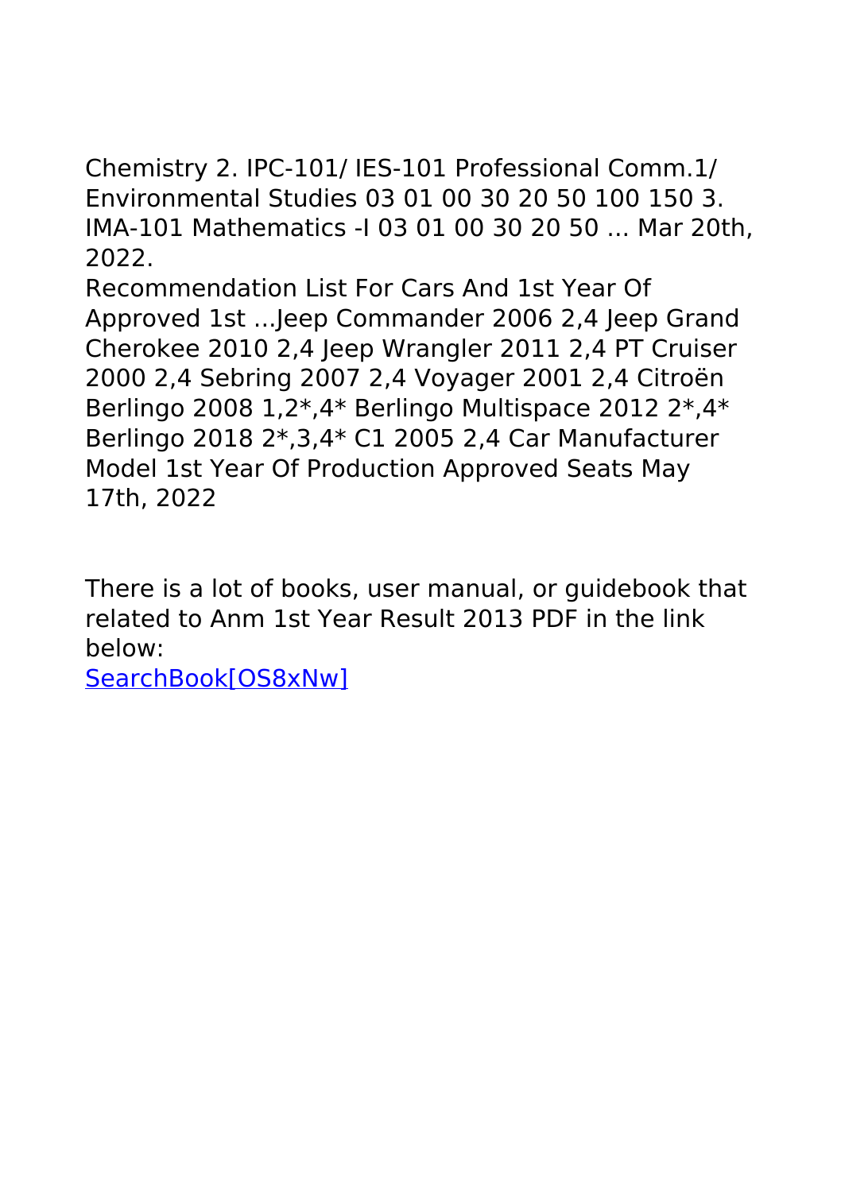Chemistry 2. IPC-101/ IES-101 Professional Comm.1/ Environmental Studies 03 01 00 30 20 50 100 150 3. IMA-101 Mathematics -I 03 01 00 30 20 50 ... Mar 20th, 2022.

Recommendation List For Cars And 1st Year Of Approved 1st ...Jeep Commander 2006 2,4 Jeep Grand Cherokee 2010 2,4 Jeep Wrangler 2011 2,4 PT Cruiser 2000 2,4 Sebring 2007 2,4 Voyager 2001 2,4 Citroën Berlingo 2008 1,2*,4* Berlingo Multispace 2012 2*,4* Berlingo 2018 2*,3,4* C1 2005 2,4 Car Manufacturer Model 1st Year Of Production Approved Seats May 17th, 2022

There is a lot of books, user manual, or guidebook that related to Anm 1st Year Result 2013 PDF in the link below:

[SearchBook[OS8xNw]]